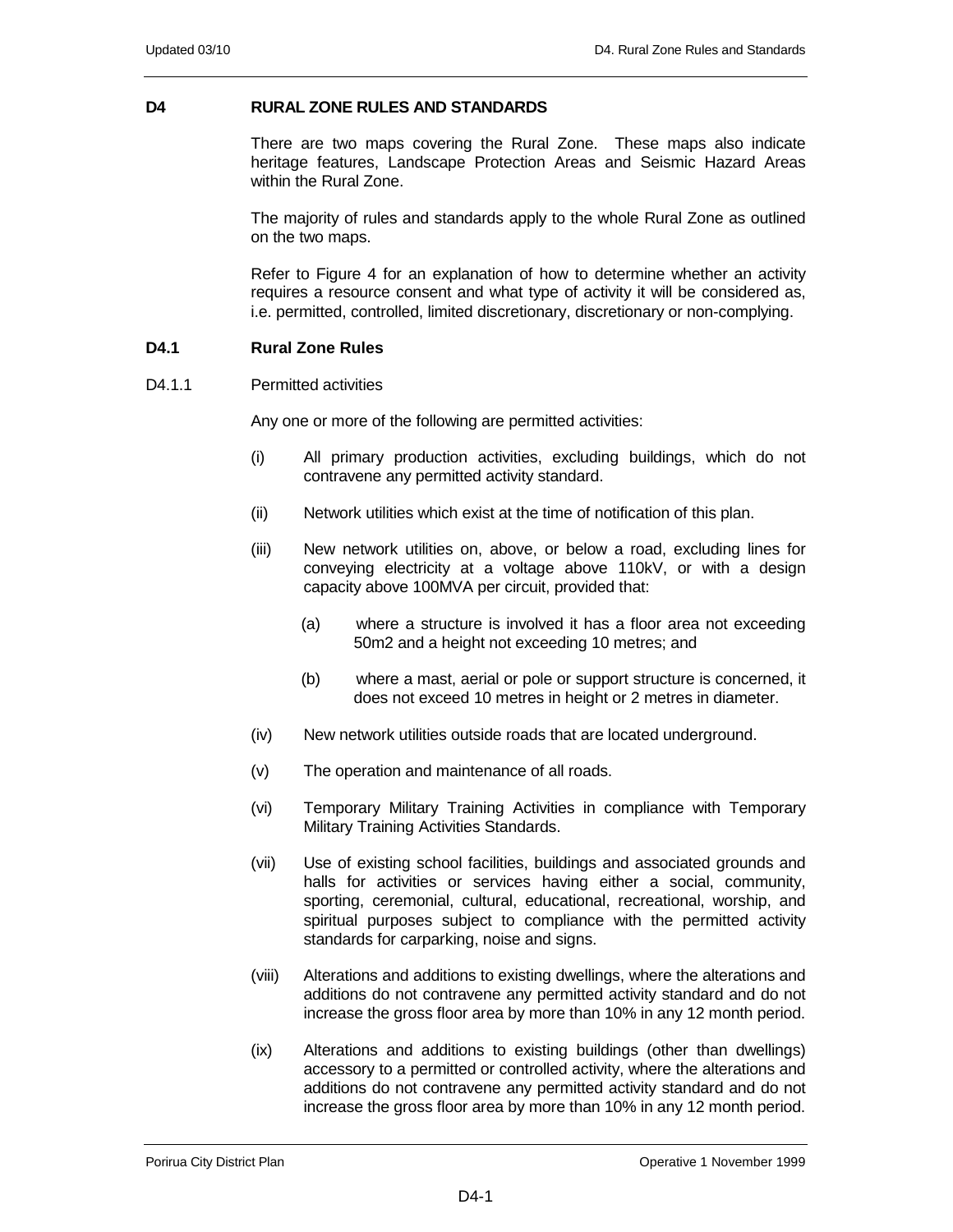# D4 RURAL ZONE RULES AND STANDARDS

There are two maps covering the Rural Zone. These maps also indicate heritage features, Landscape Protection Areas and Seismic Hazard Areas within the Rural Zone.

The majority of rules and standards apply to the whole Rural Zone as outlined on the two maps.

Refer to Figure 4 for an explanation of how to determine whether an activity requires a resource consent and what type of activity it will be considered as, i.e. permitted, controlled, limited discretionary, discretionary or non-complying.

## D4.1 Rural Zone Rules

### D4.1.1 Permitted activities

Any one or more of the following are permitted activities:

(i) All primary production activities, excluding buildings, which do not contravene any permitted activity standard.

(ii) Network utilities which exist at the time of notification of this plan.

(iii) New network utilities on, above, or below a road, excluding lines for conveying electricity at a voltage above 110kV, or with a design capacity above 100MVA per circuit, provided that:

  (a) where a structure is involved it has a floor area not exceeding 50m2 and a height not exceeding 10 metres; and

  (b) where a mast, aerial or pole or support structure is concerned, it does not exceed 10 metres in height or 2 metres in diameter.

(iv) New network utilities outside roads that are located underground.

(v) The operation and maintenance of all roads.

(vi) Temporary Military Training Activities in compliance with Temporary Military Training Activities Standards.

(vii) Use of existing school facilities, buildings and associated grounds and halls for activities or services having either a social, community, sporting, ceremonial, cultural, educational, recreational, worship, and spiritual purposes subject to compliance with the permitted activity standards for carparking, noise and signs.

(viii) Alterations and additions to existing dwellings, where the alterations and additions do not contravene any permitted activity standard and do not increase the gross floor area by more than 10% in any 12 month period.

(ix) Alterations and additions to existing buildings (other than dwellings) accessory to a permitted or controlled activity, where the alterations and additions do not contravene any permitted activity standard and do not increase the gross floor area by more than 10% in any 12 month period.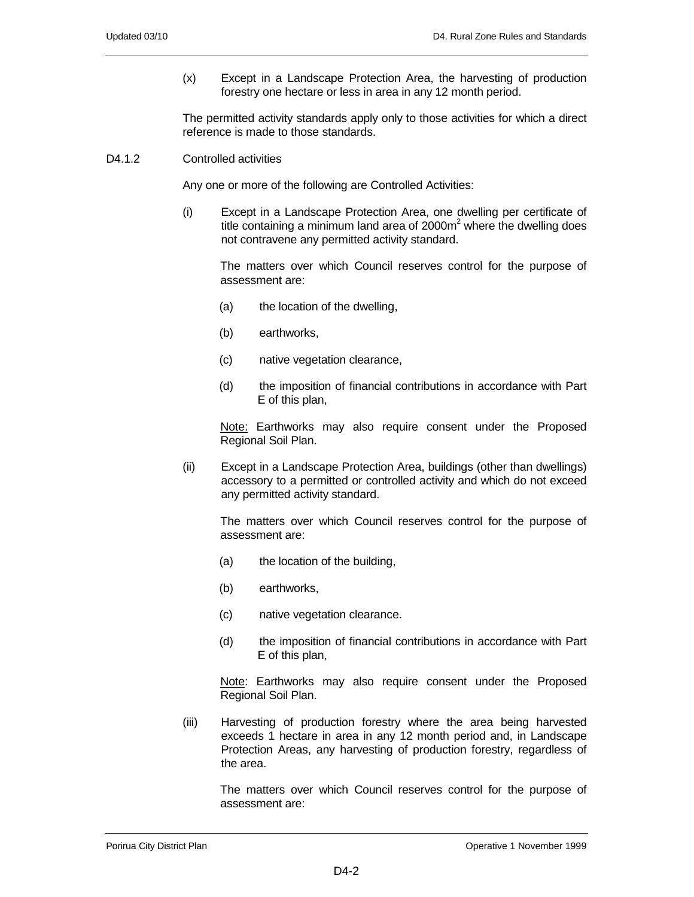(x) Except in a Landscape Protection Area, the harvesting of production forestry one hectare or less in area in any 12 month period.

The permitted activity standards apply only to those activities for which a direct reference is made to those standards.

D4.1.2 Controlled activities

Any one or more of the following are Controlled Activities:

(i) Except in a Landscape Protection Area, one dwelling per certificate of title containing a minimum land area of 2000m$^2$ where the dwelling does not contravene any permitted activity standard.

The matters over which Council reserves control for the purpose of assessment are:

(a) the location of the dwelling,

(b) earthworks,

(c) native vegetation clearance,

(d) the imposition of financial contributions in accordance with Part E of this plan,

Note: Earthworks may also require consent under the Proposed Regional Soil Plan.

(ii) Except in a Landscape Protection Area, buildings (other than dwellings) accessory to a permitted or controlled activity and which do not exceed any permitted activity standard.

The matters over which Council reserves control for the purpose of assessment are:

(a) the location of the building,

(b) earthworks,

(c) native vegetation clearance.

(d) the imposition of financial contributions in accordance with Part E of this plan,

Note: Earthworks may also require consent under the Proposed Regional Soil Plan.

(iii) Harvesting of production forestry where the area being harvested exceeds 1 hectare in area in any 12 month period and, in Landscape Protection Areas, any harvesting of production forestry, regardless of the area.

The matters over which Council reserves control for the purpose of assessment are: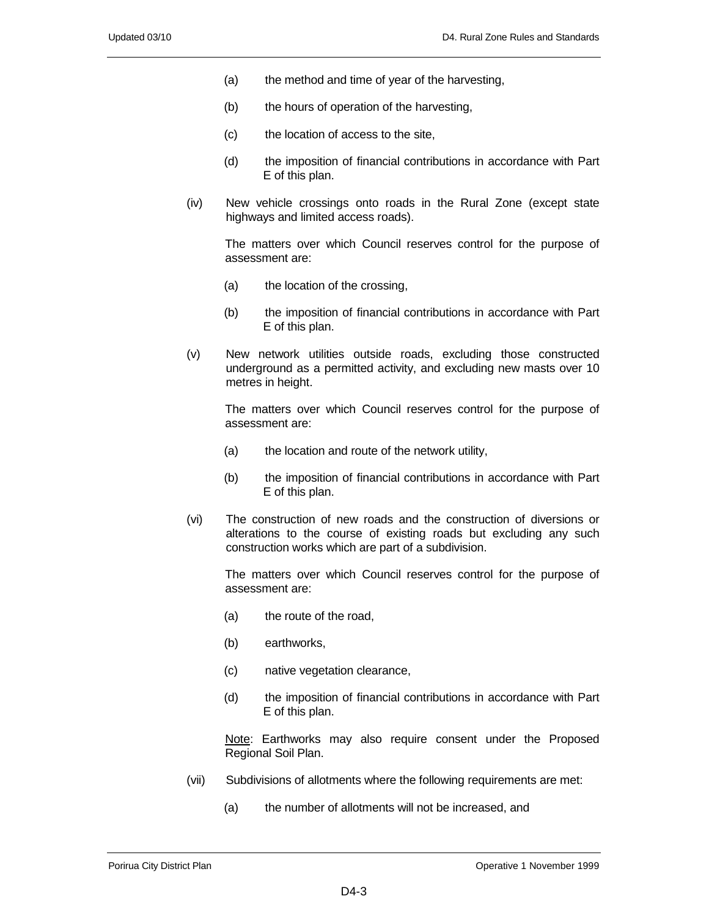(a) the method and time of year of the harvesting,

(b) the hours of operation of the harvesting,

(c) the location of access to the site,

(d) the imposition of financial contributions in accordance with Part E of this plan.

(iv) New vehicle crossings onto roads in the Rural Zone (except state highways and limited access roads).

The matters over which Council reserves control for the purpose of assessment are:

(a) the location of the crossing,

(b) the imposition of financial contributions in accordance with Part E of this plan.

(v) New network utilities outside roads, excluding those constructed underground as a permitted activity, and excluding new masts over 10 metres in height.

The matters over which Council reserves control for the purpose of assessment are:

(a) the location and route of the network utility,

(b) the imposition of financial contributions in accordance with Part E of this plan.

(vi) The construction of new roads and the construction of diversions or alterations to the course of existing roads but excluding any such construction works which are part of a subdivision.

The matters over which Council reserves control for the purpose of assessment are:

(a) the route of the road,

(b) earthworks,

(c) native vegetation clearance,

(d) the imposition of financial contributions in accordance with Part E of this plan.

Note: Earthworks may also require consent under the Proposed Regional Soil Plan.

(vii) Subdivisions of allotments where the following requirements are met:

(a) the number of allotments will not be increased, and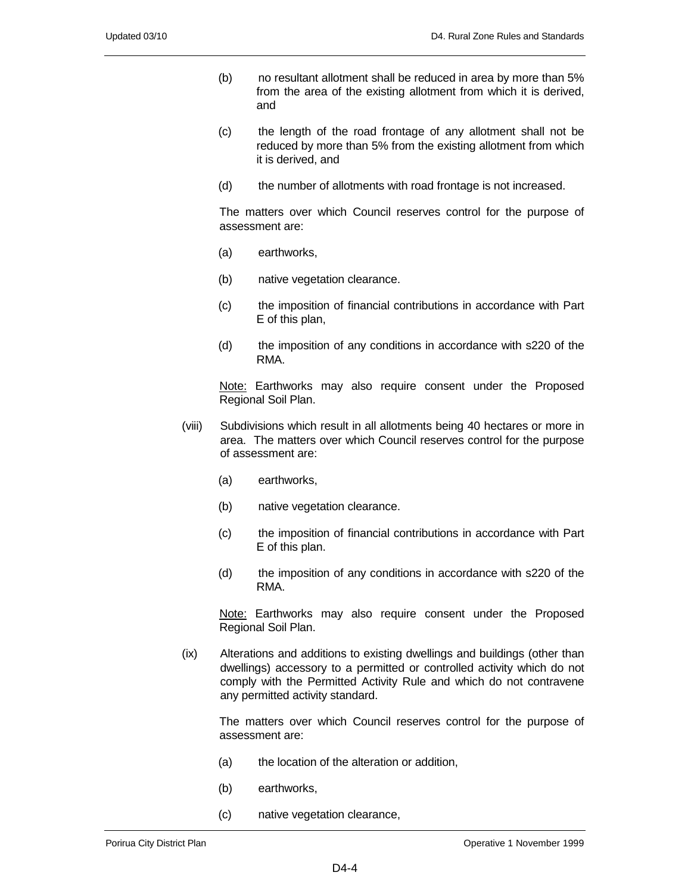(b) no resultant allotment shall be reduced in area by more than 5% from the area of the existing allotment from which it is derived, and

(c) the length of the road frontage of any allotment shall not be reduced by more than 5% from the existing allotment from which it is derived, and

(d) the number of allotments with road frontage is not increased.

The matters over which Council reserves control for the purpose of assessment are:

(a) earthworks,

(b) native vegetation clearance.

(c) the imposition of financial contributions in accordance with Part E of this plan,

(d) the imposition of any conditions in accordance with s220 of the RMA.

Note: Earthworks may also require consent under the Proposed Regional Soil Plan.

(viii) Subdivisions which result in all allotments being 40 hectares or more in area. The matters over which Council reserves control for the purpose of assessment are:

(a) earthworks,

(b) native vegetation clearance.

(c) the imposition of financial contributions in accordance with Part E of this plan.

(d) the imposition of any conditions in accordance with s220 of the RMA.

Note: Earthworks may also require consent under the Proposed Regional Soil Plan.

(ix) Alterations and additions to existing dwellings and buildings (other than dwellings) accessory to a permitted or controlled activity which do not comply with the Permitted Activity Rule and which do not contravene any permitted activity standard.

The matters over which Council reserves control for the purpose of assessment are:

(a) the location of the alteration or addition,

(b) earthworks,

(c) native vegetation clearance,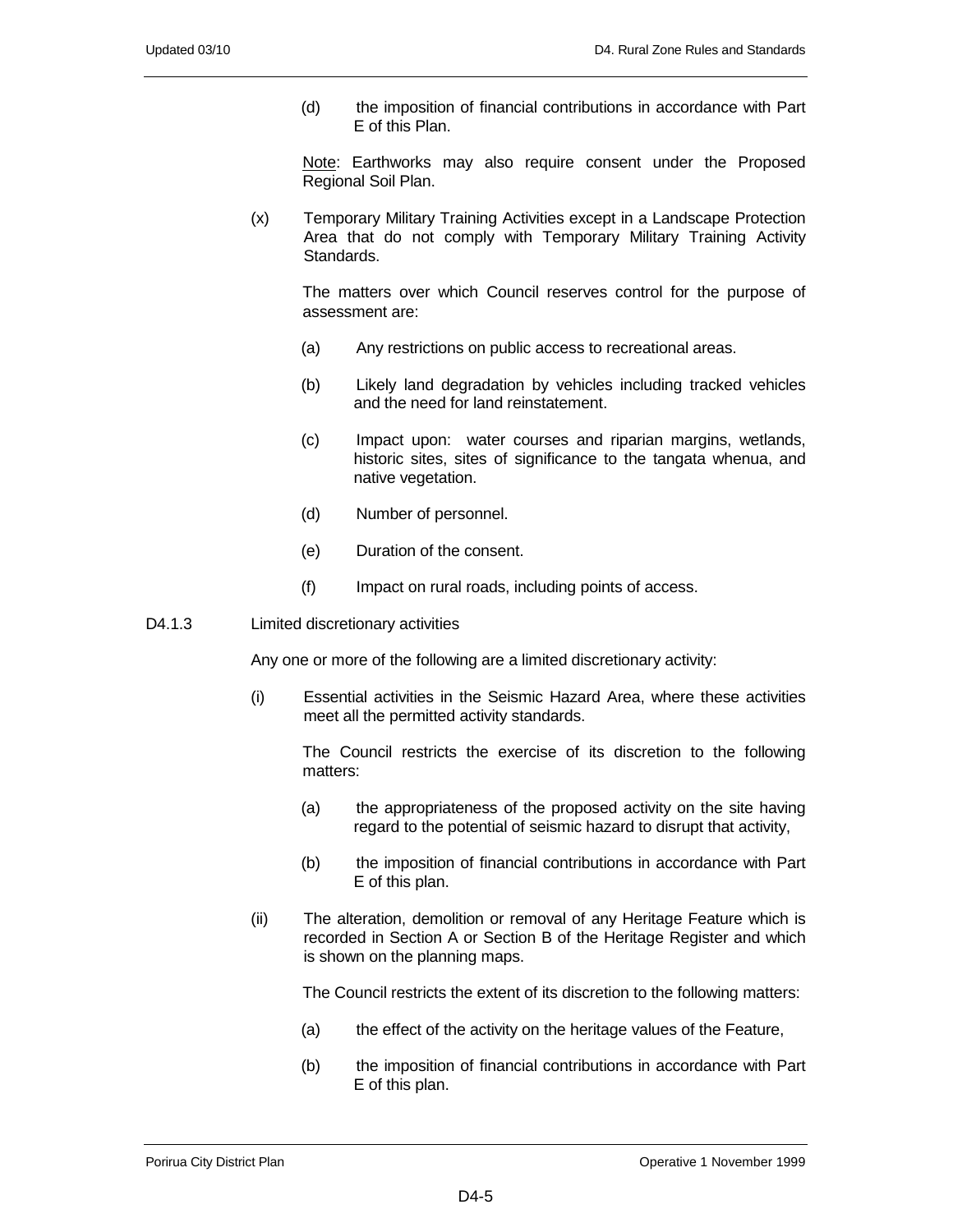(d) the imposition of financial contributions in accordance with Part E of this Plan.

Note: Earthworks may also require consent under the Proposed Regional Soil Plan.

(x) Temporary Military Training Activities except in a Landscape Protection Area that do not comply with Temporary Military Training Activity Standards.

The matters over which Council reserves control for the purpose of assessment are:

(a) Any restrictions on public access to recreational areas.

(b) Likely land degradation by vehicles including tracked vehicles and the need for land reinstatement.

(c) Impact upon: water courses and riparian margins, wetlands, historic sites, sites of significance to the tangata whenua, and native vegetation.

(d) Number of personnel.

(e) Duration of the consent.

(f) Impact on rural roads, including points of access.

### D4.1.3 Limited discretionary activities

Any one or more of the following are a limited discretionary activity:

(i) Essential activities in the Seismic Hazard Area, where these activities meet all the permitted activity standards.

The Council restricts the exercise of its discretion to the following matters:

(a) the appropriateness of the proposed activity on the site having regard to the potential of seismic hazard to disrupt that activity,

(b) the imposition of financial contributions in accordance with Part E of this plan.

(ii) The alteration, demolition or removal of any Heritage Feature which is recorded in Section A or Section B of the Heritage Register and which is shown on the planning maps.

The Council restricts the extent of its discretion to the following matters:

(a) the effect of the activity on the heritage values of the Feature,

(b) the imposition of financial contributions in accordance with Part E of this plan.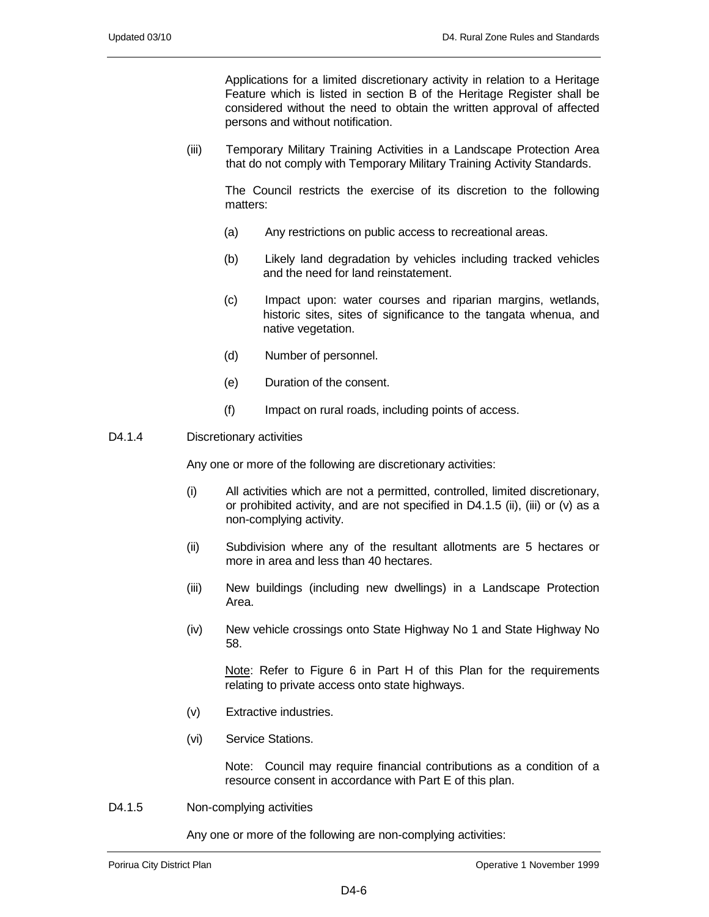Applications for a limited discretionary activity in relation to a Heritage Feature which is listed in section B of the Heritage Register shall be considered without the need to obtain the written approval of affected persons and without notification.

(iii) Temporary Military Training Activities in a Landscape Protection Area that do not comply with Temporary Military Training Activity Standards.

The Council restricts the exercise of its discretion to the following matters:

(a) Any restrictions on public access to recreational areas.

(b) Likely land degradation by vehicles including tracked vehicles and the need for land reinstatement.

(c) Impact upon: water courses and riparian margins, wetlands, historic sites, sites of significance to the tangata whenua, and native vegetation.

(d) Number of personnel.

(e) Duration of the consent.

(f) Impact on rural roads, including points of access.

D4.1.4 Discretionary activities

Any one or more of the following are discretionary activities:

(i) All activities which are not a permitted, controlled, limited discretionary, or prohibited activity, and are not specified in D4.1.5 (ii), (iii) or (v) as a non-complying activity.

(ii) Subdivision where any of the resultant allotments are 5 hectares or more in area and less than 40 hectares.

(iii) New buildings (including new dwellings) in a Landscape Protection Area.

(iv) New vehicle crossings onto State Highway No 1 and State Highway No 58.

Note: Refer to Figure 6 in Part H of this Plan for the requirements relating to private access onto state highways.

(v) Extractive industries.

(vi) Service Stations.

Note: Council may require financial contributions as a condition of a resource consent in accordance with Part E of this plan.

D4.1.5 Non-complying activities

Any one or more of the following are non-complying activities: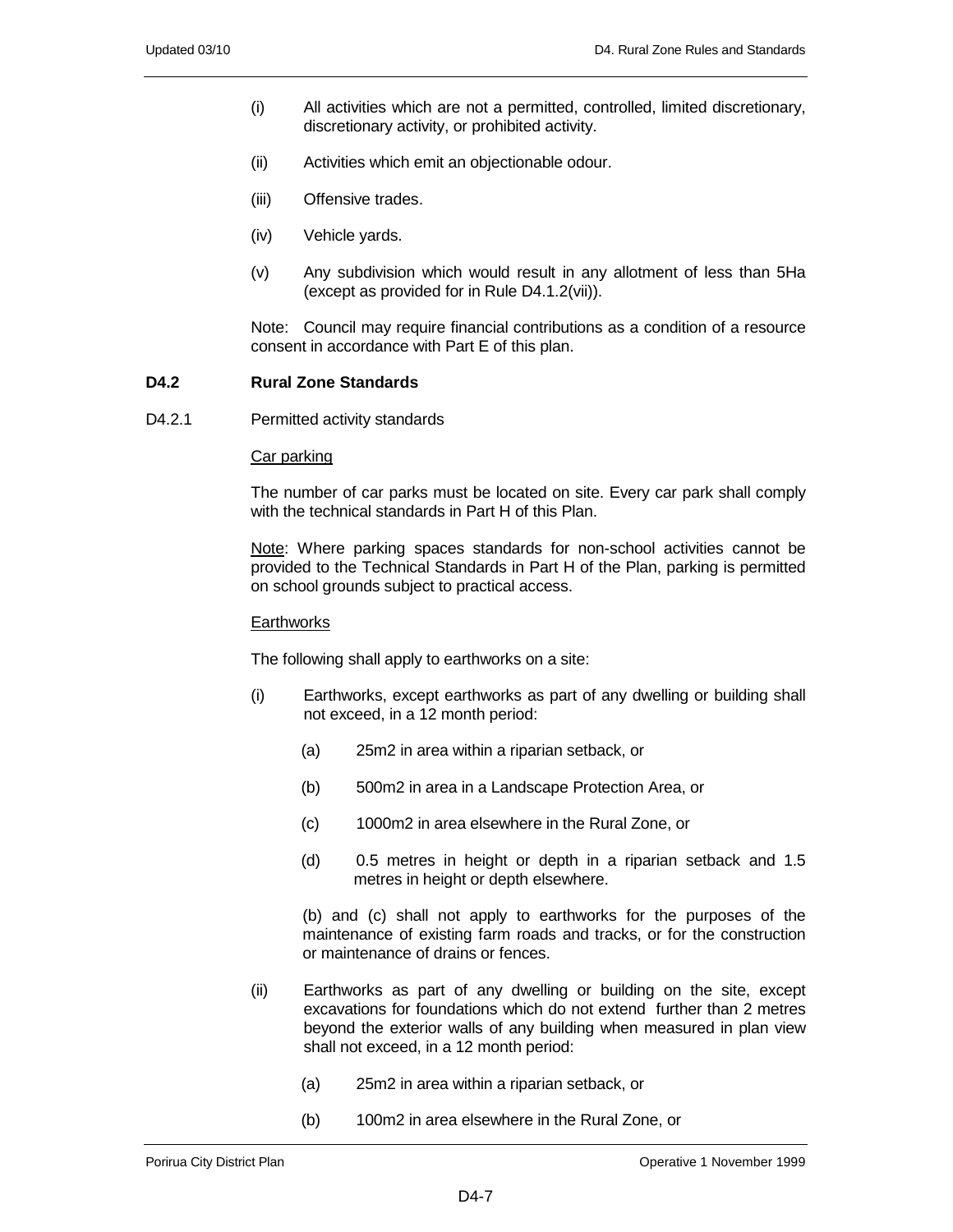(i) All activities which are not a permitted, controlled, limited discretionary, discretionary activity, or prohibited activity.

(ii) Activities which emit an objectionable odour.

(iii) Offensive trades.

(iv) Vehicle yards.

(v) Any subdivision which would result in any allotment of less than 5Ha (except as provided for in Rule D4.1.2(vii)).

Note: Council may require financial contributions as a condition of a resource consent in accordance with Part E of this plan.

## D4.2 Rural Zone Standards

D4.2.1 Permitted activity standards

Car parking

The number of car parks must be located on site. Every car park shall comply with the technical standards in Part H of this Plan.

Note: Where parking spaces standards for non-school activities cannot be provided to the Technical Standards in Part H of the Plan, parking is permitted on school grounds subject to practical access.

Earthworks

The following shall apply to earthworks on a site:

(i) Earthworks, except earthworks as part of any dwelling or building shall not exceed, in a 12 month period:

  (a) 25m2 in area within a riparian setback, or

  (b) 500m2 in area in a Landscape Protection Area, or

  (c) 1000m2 in area elsewhere in the Rural Zone, or

  (d) 0.5 metres in height or depth in a riparian setback and 1.5 metres in height or depth elsewhere.

  (b) and (c) shall not apply to earthworks for the purposes of the maintenance of existing farm roads and tracks, or for the construction or maintenance of drains or fences.

(ii) Earthworks as part of any dwelling or building on the site, except excavations for foundations which do not extend further than 2 metres beyond the exterior walls of any building when measured in plan view shall not exceed, in a 12 month period:

  (a) 25m2 in area within a riparian setback, or

  (b) 100m2 in area elsewhere in the Rural Zone, or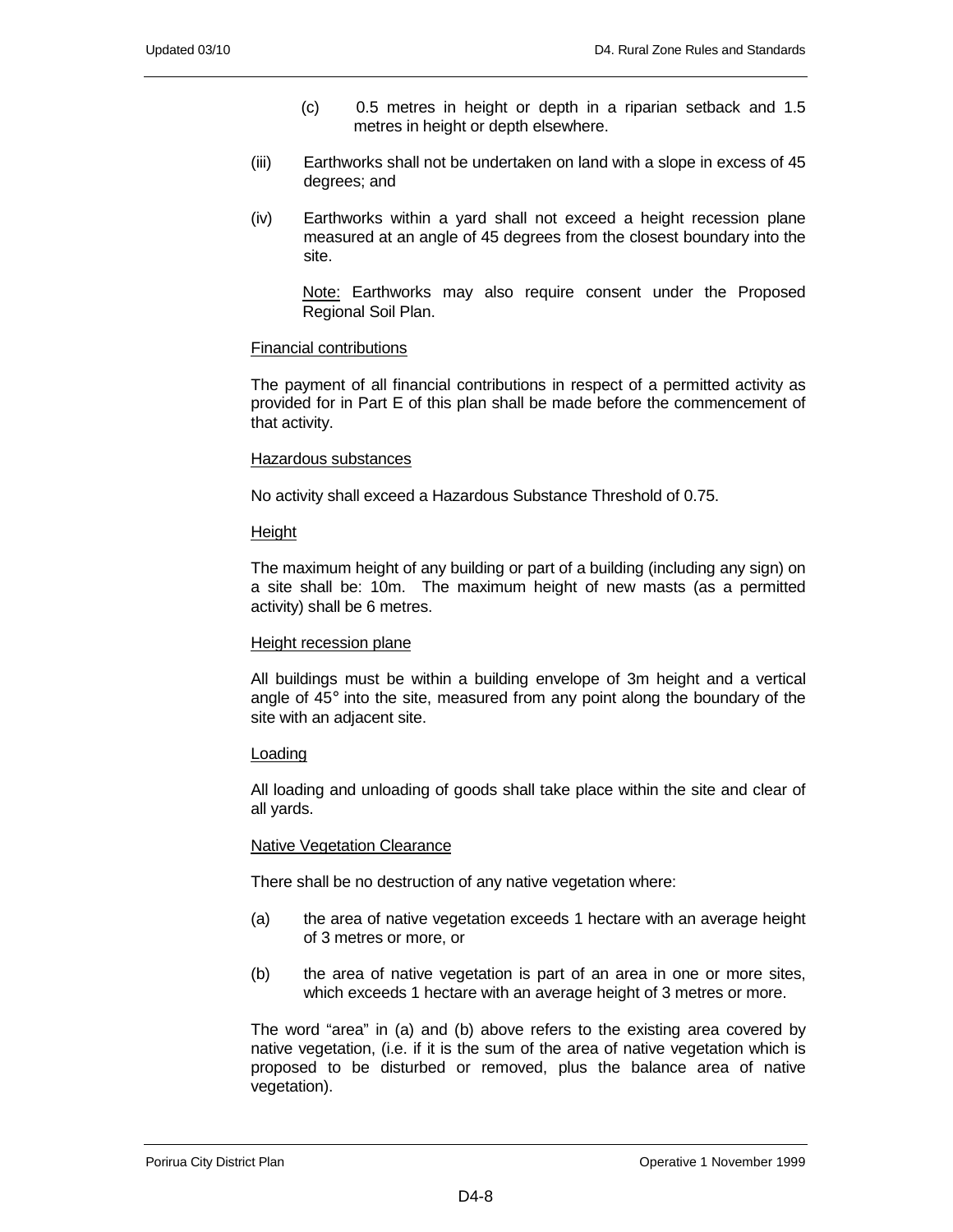(c) 0.5 metres in height or depth in a riparian setback and 1.5 metres in height or depth elsewhere.

(iii) Earthworks shall not be undertaken on land with a slope in excess of 45 degrees; and

(iv) Earthworks within a yard shall not exceed a height recession plane measured at an angle of 45 degrees from the closest boundary into the site.

Note: Earthworks may also require consent under the Proposed Regional Soil Plan.

Financial contributions

The payment of all financial contributions in respect of a permitted activity as provided for in Part E of this plan shall be made before the commencement of that activity.

Hazardous substances

No activity shall exceed a Hazardous Substance Threshold of 0.75.

Height

The maximum height of any building or part of a building (including any sign) on a site shall be: 10m. The maximum height of new masts (as a permitted activity) shall be 6 metres.

Height recession plane

All buildings must be within a building envelope of 3m height and a vertical angle of 45° into the site, measured from any point along the boundary of the site with an adjacent site.

Loading

All loading and unloading of goods shall take place within the site and clear of all yards.

Native Vegetation Clearance

There shall be no destruction of any native vegetation where:

(a) the area of native vegetation exceeds 1 hectare with an average height of 3 metres or more, or

(b) the area of native vegetation is part of an area in one or more sites, which exceeds 1 hectare with an average height of 3 metres or more.

The word "area" in (a) and (b) above refers to the existing area covered by native vegetation, (i.e. if it is the sum of the area of native vegetation which is proposed to be disturbed or removed, plus the balance area of native vegetation).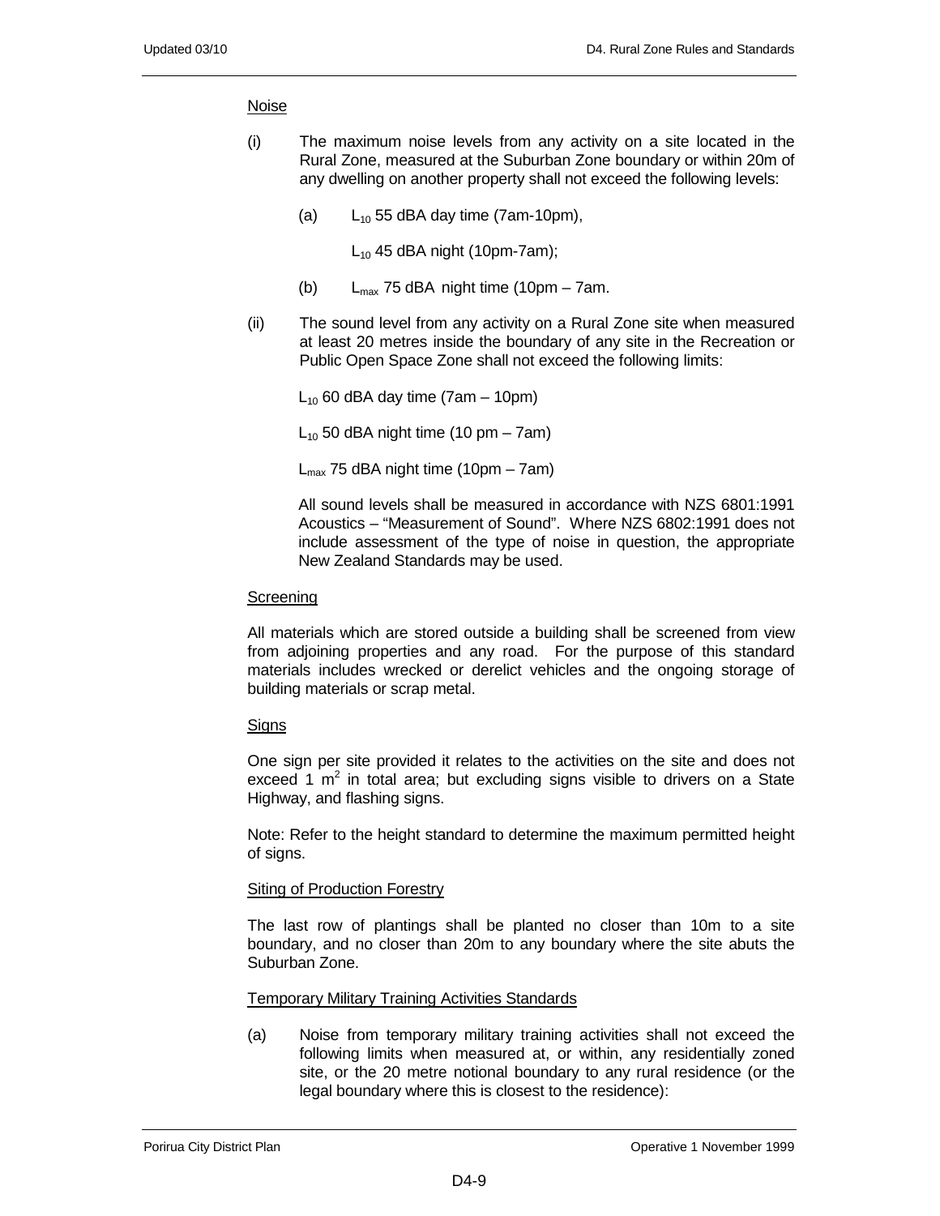Noise

(i) The maximum noise levels from any activity on a site located in the Rural Zone, measured at the Suburban Zone boundary or within 20m of any dwelling on another property shall not exceed the following levels:

(a) $L_{10}$ 55 dBA day time (7am-10pm),

$L_{10}$ 45 dBA night (10pm-7am);

(b) $L_{max}$ 75 dBA night time (10pm – 7am.

(ii) The sound level from any activity on a Rural Zone site when measured at least 20 metres inside the boundary of any site in the Recreation or Public Open Space Zone shall not exceed the following limits:

$L_{10}$ 60 dBA day time (7am – 10pm)

$L_{10}$ 50 dBA night time (10 pm – 7am)

$L_{max}$ 75 dBA night time (10pm – 7am)

All sound levels shall be measured in accordance with NZS 6801:1991 Acoustics – "Measurement of Sound". Where NZS 6802:1991 does not include assessment of the type of noise in question, the appropriate New Zealand Standards may be used.

Screening

All materials which are stored outside a building shall be screened from view from adjoining properties and any road. For the purpose of this standard materials includes wrecked or derelict vehicles and the ongoing storage of building materials or scrap metal.

Signs

One sign per site provided it relates to the activities on the site and does not exceed 1 $m^2$ in total area; but excluding signs visible to drivers on a State Highway, and flashing signs.

Note: Refer to the height standard to determine the maximum permitted height of signs.

Siting of Production Forestry

The last row of plantings shall be planted no closer than 10m to a site boundary, and no closer than 20m to any boundary where the site abuts the Suburban Zone.

Temporary Military Training Activities Standards

(a) Noise from temporary military training activities shall not exceed the following limits when measured at, or within, any residentially zoned site, or the 20 metre notional boundary to any rural residence (or the legal boundary where this is closest to the residence):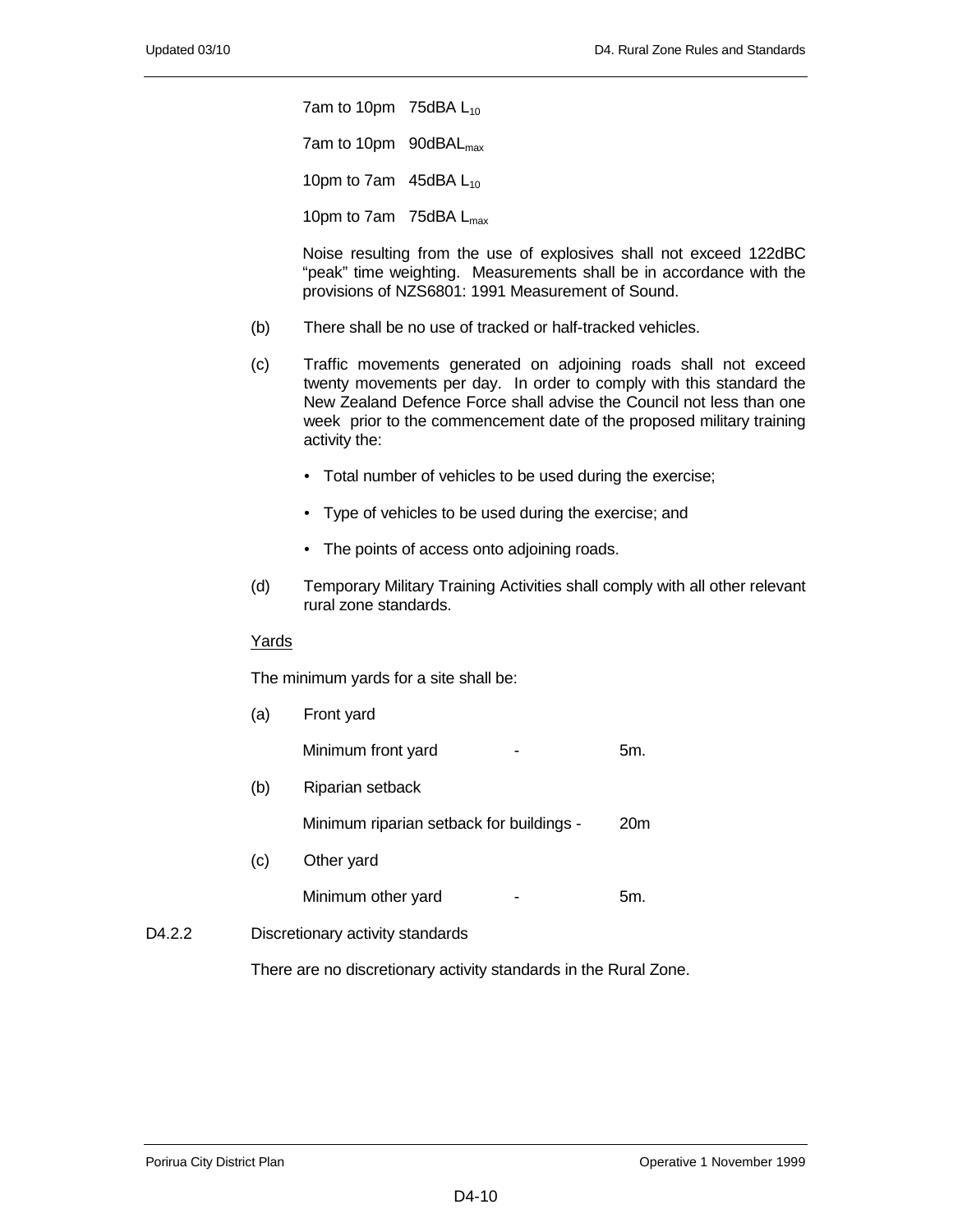7am to 10pm 75dBA $L_{10}$

7am to 10pm 90dBA$L_{max}$

10pm to 7am 45dBA $L_{10}$

10pm to 7am 75dBA $L_{max}$

Noise resulting from the use of explosives shall not exceed 122dBC "peak" time weighting. Measurements shall be in accordance with the provisions of NZS6801: 1991 Measurement of Sound.

(b) There shall be no use of tracked or half-tracked vehicles.

(c) Traffic movements generated on adjoining roads shall not exceed twenty movements per day. In order to comply with this standard the New Zealand Defence Force shall advise the Council not less than one week prior to the commencement date of the proposed military training activity the:

- Total number of vehicles to be used during the exercise;
- Type of vehicles to be used during the exercise; and
- The points of access onto adjoining roads.

(d) Temporary Military Training Activities shall comply with all other relevant rural zone standards.

Yards

The minimum yards for a site shall be:

(a) Front yard

Minimum front yard - 5m.

(b) Riparian setback

Minimum riparian setback for buildings - 20m

(c) Other yard

Minimum other yard - 5m.

D4.2.2 Discretionary activity standards

There are no discretionary activity standards in the Rural Zone.